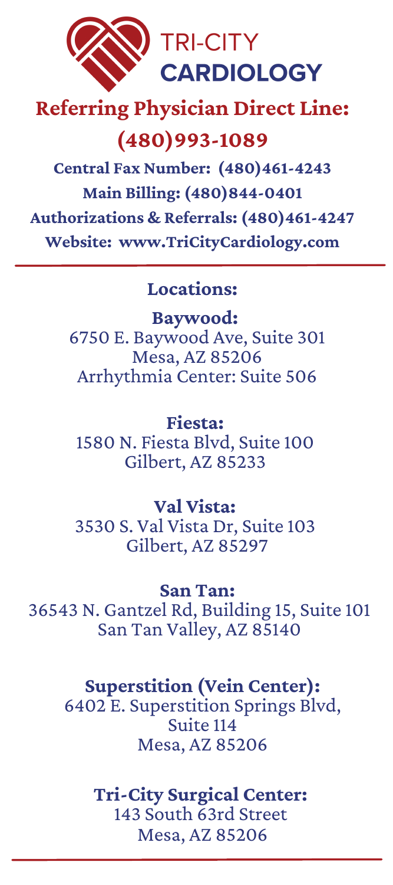# TRI-CITY CARDIOLOGY

## Referring Physician Direct Line: (480)993-1089

**Central Fax Number: (480)461-4243**

**Main Billing: (480)844-0401**

**Authorizations & Referrals: (480)461-4247**

**Website: www.TriCityCardiology.com**

---

### Locations:

**Baywood:**
6750 E. Baywood Ave, Suite 301
Mesa, AZ 85206
Arrhythmia Center: Suite 506

**Fiesta:**
1580 N. Fiesta Blvd, Suite 100
Gilbert, AZ 85233

**Val Vista:**
3530 S. Val Vista Dr, Suite 103
Gilbert, AZ 85297

**San Tan:**
36543 N. Gantzel Rd, Building 15, Suite 101
San Tan Valley, AZ 85140

**Superstition (Vein Center):**
6402 E. Superstition Springs Blvd,
Suite 114
Mesa, AZ 85206

**Tri-City Surgical Center:**
143 South 63rd Street
Mesa, AZ 85206

---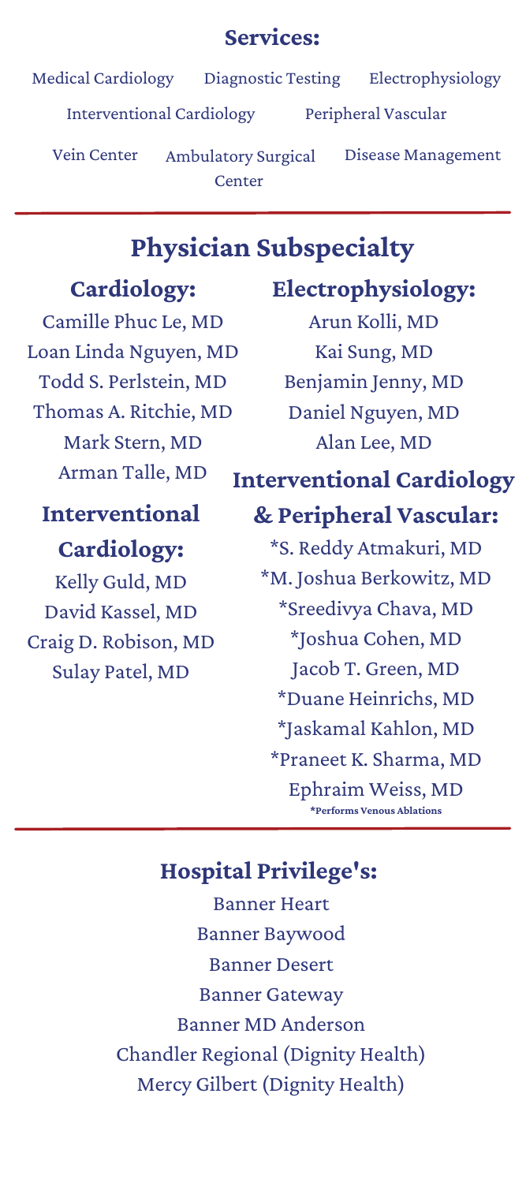## Services:

Medical Cardiology | Diagnostic Testing | Electrophysiology

Interventional Cardiology | Peripheral Vascular

Vein Center | Ambulatory Surgical Center | Disease Management

---

# Physician Subspecialty

## Cardiology:

Camille Phuc Le, MD
Loan Linda Nguyen, MD
Todd S. Perlstein, MD
Thomas A. Ritchie, MD
Mark Stern, MD
Arman Talle, MD

## Interventional Cardiology:

Kelly Guld, MD
David Kassel, MD
Craig D. Robison, MD
Sulay Patel, MD

## Electrophysiology:

Arun Kolli, MD
Kai Sung, MD
Benjamin Jenny, MD
Daniel Nguyen, MD
Alan Lee, MD

## Interventional Cardiology & Peripheral Vascular:

*S. Reddy Atmakuri, MD
*M. Joshua Berkowitz, MD
*Sreedivya Chava, MD
*Joshua Cohen, MD
Jacob T. Green, MD
*Duane Heinrichs, MD
*Jaskamal Kahlon, MD
*Praneet K. Sharma, MD
Ephraim Weiss, MD

**\*Performs Venous Ablations**

---

## Hospital Privilege's:

Banner Heart
Banner Baywood
Banner Desert
Banner Gateway
Banner MD Anderson
Chandler Regional (Dignity Health)
Mercy Gilbert (Dignity Health)